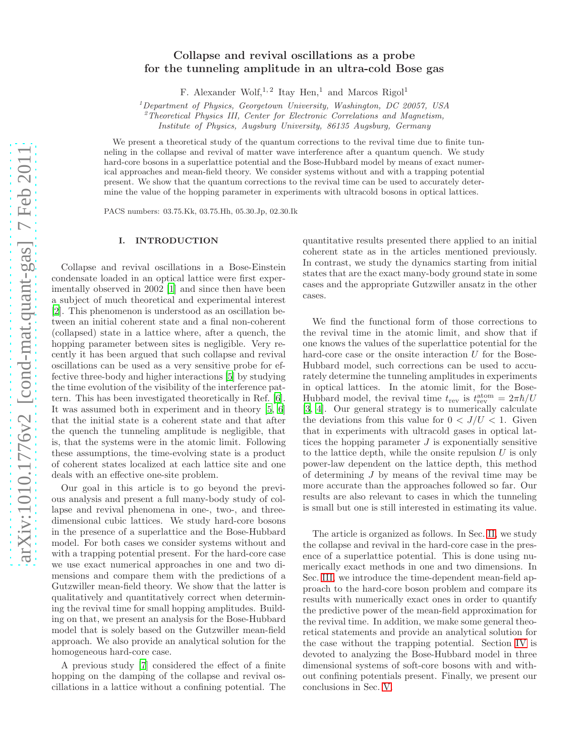# Collapse and revival oscillations as a probe for the tunneling amplitude in an ultra-cold Bose gas

F. Alexander Wolf,[1,2] Itay Hen,[1] and Marcos Rigol[1]

[1] *Department of Physics, Georgetown University, Washington, DC 20057, USA*
[2] *Theoretical Physics III, Center for Electronic Correlations and Magnetism, Institute of Physics, Augsburg University, 86135 Augsburg, Germany*

We present a theoretical study of the quantum corrections to the revival time due to finite tunneling in the collapse and revival of matter wave interference after a quantum quench. We study hard-core bosons in a superlattice potential and the Bose-Hubbard model by means of exact numerical approaches and mean-field theory. We consider systems without and with a trapping potential present. We show that the quantum corrections to the revival time can be used to accurately determine the value of the hopping parameter in experiments with ultracold bosons in optical lattices.

PACS numbers: 03.75.Kk, 03.75.Hh, 05.30.Jp, 02.30.Ik

## I. INTRODUCTION

Collapse and revival oscillations in a Bose-Einstein condensate loaded in an optical lattice were first experimentally observed in 2002 [1] and since then have been a subject of much theoretical and experimental interest [2]. This phenomenon is understood as an oscillation between an initial coherent state and a final non-coherent (collapsed) state in a lattice where, after a quench, the hopping parameter between sites is negligible. Very recently it has been argued that such collapse and revival oscillations can be used as a very sensitive probe for effective three-body and higher interactions [5] by studying the time evolution of the visibility of the interference pattern. This has been investigated theoretically in Ref. [6]. It was assumed both in experiment and in theory [5, 6] that the initial state is a coherent state and that after the quench the tunneling amplitude is negligible, that is, that the systems were in the atomic limit. Following these assumptions, the time-evolving state is a product of coherent states localized at each lattice site and one deals with an effective one-site problem.

Our goal in this article is to go beyond the previous analysis and present a full many-body study of collapse and revival phenomena in one-, two-, and three-dimensional cubic lattices. We study hard-core bosons in the presence of a superlattice and the Bose-Hubbard model. For both cases we consider systems without and with a trapping potential present. For the hard-core case we use exact numerical approaches in one and two dimensions and compare them with the predictions of a Gutzwiller mean-field theory. We show that the latter is qualitatively and quantitatively correct when determining the revival time for small hopping amplitudes. Building on that, we present an analysis for the Bose-Hubbard model that is solely based on the Gutzwiller mean-field approach. We also provide an analytical solution for the homogeneous hard-core case.

A previous study [7] considered the effect of a finite hopping on the damping of the collapse and revival oscillations in a lattice without a confining potential. The quantitative results presented there applied to an initial coherent state as in the articles mentioned previously. In contrast, we study the dynamics starting from initial states that are the exact many-body ground state in some cases and the appropriate Gutzwiller ansatz in the other cases.

We find the functional form of those corrections to the revival time in the atomic limit, and show that if one knows the values of the superlattice potential for the hard-core case or the onsite interaction $U$ for the Bose-Hubbard model, such corrections can be used to accurately determine the tunneling amplitudes in experiments in optical lattices. In the atomic limit, for the Bose-Hubbard model, the revival time $t_{\rm rev}$ is $t_{\rm rev}^{\rm atom} = 2\pi\hbar/U$ [3, 4]. Our general strategy is to numerically calculate the deviations from this value for $0 < J/U < 1$. Given that in experiments with ultracold gases in optical lattices the hopping parameter $J$ is exponentially sensitive to the lattice depth, while the onsite repulsion $U$ is only power-law dependent on the lattice depth, this method of determining $J$ by means of the revival time may be more accurate than the approaches followed so far. Our results are also relevant to cases in which the tunneling is small but one is still interested in estimating its value.

The article is organized as follows. In Sec. II, we study the collapse and revival in the hard-core case in the presence of a superlattice potential. This is done using numerically exact methods in one and two dimensions. In Sec. III, we introduce the time-dependent mean-field approach to the hard-core boson problem and compare its results with numerically exact ones in order to quantify the predictive power of the mean-field approximation for the revival time. In addition, we make some general theoretical statements and provide an analytical solution for the case without the trapping potential. Section IV is devoted to analyzing the Bose-Hubbard model in three dimensional systems of soft-core bosons with and without confining potentials present. Finally, we present our conclusions in Sec. V.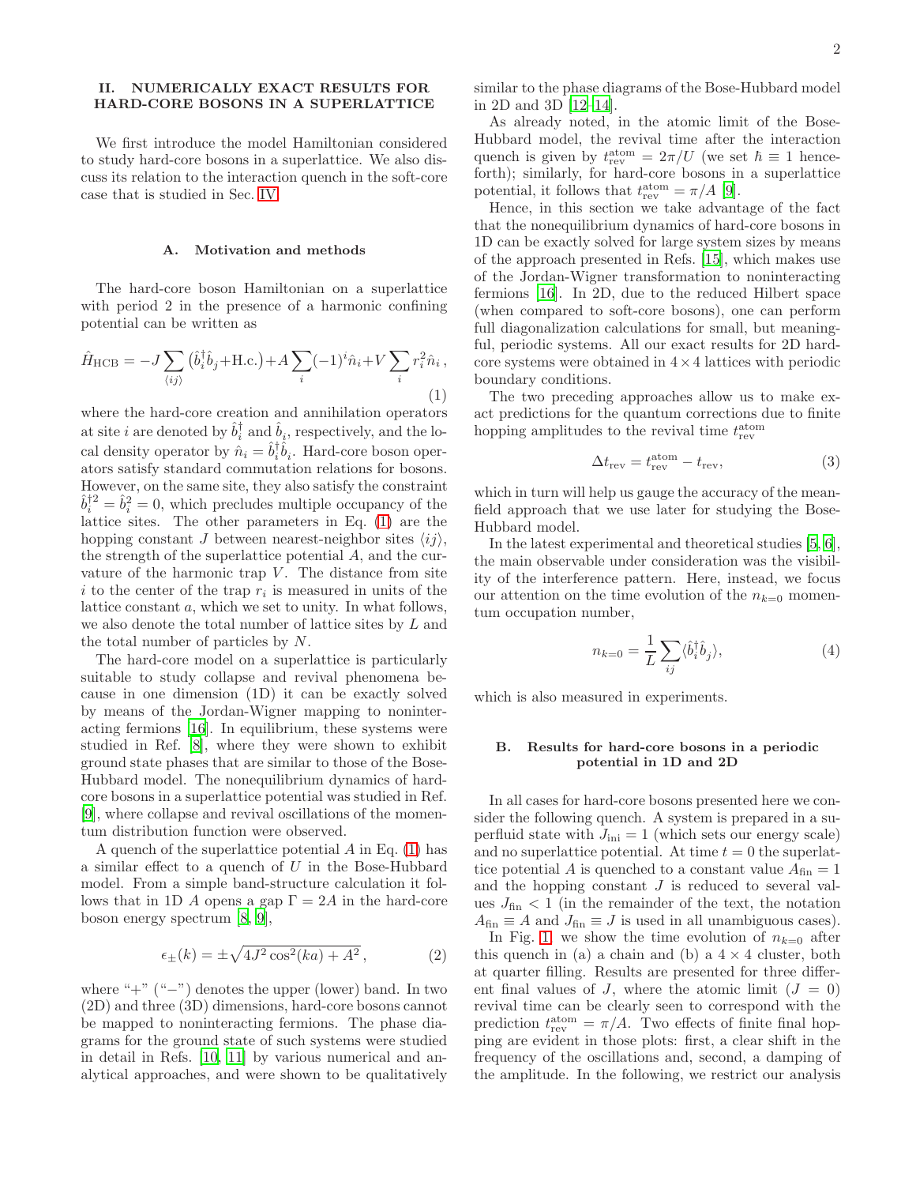## II. NUMERICALLY EXACT RESULTS FOR HARD-CORE BOSONS IN A SUPERLATTICE

We first introduce the model Hamiltonian considered to study hard-core bosons in a superlattice. We also discuss its relation to the interaction quench in the soft-core case that is studied in Sec. IV.

### A. Motivation and methods

The hard-core boson Hamiltonian on a superlattice with period 2 in the presence of a harmonic confining potential can be written as

$$\hat{H}_{\rm HCB} = -J\sum_{\langle ij\rangle}\left(\hat{b}_i^\dagger \hat{b}_j + {\rm H.c.}\right) + A\sum_i (-1)^i \hat{n}_i + V\sum_i r_i^2 \hat{n}_i\,, \tag{1}$$

where the hard-core creation and annihilation operators at site $i$ are denoted by $\hat{b}_i^\dagger$ and $\hat{b}_i$, respectively, and the local density operator by $\hat{n}_i = \hat{b}_i^\dagger \hat{b}_i$. Hard-core boson operators satisfy standard commutation relations for bosons. However, on the same site, they also satisfy the constraint $\hat{b}_i^{\dagger 2} = \hat{b}_i^2 = 0$, which precludes multiple occupancy of the lattice sites. The other parameters in Eq. (1) are the hopping constant $J$ between nearest-neighbor sites $\langle ij\rangle$, the strength of the superlattice potential $A$, and the curvature of the harmonic trap $V$. The distance from site $i$ to the center of the trap $r_i$ is measured in units of the lattice constant $a$, which we set to unity. In what follows, we also denote the total number of lattice sites by $L$ and the total number of particles by $N$.

The hard-core model on a superlattice is particularly suitable to study collapse and revival phenomena because in one dimension (1D) it can be exactly solved by means of the Jordan-Wigner mapping to noninteracting fermions [16]. In equilibrium, these systems were studied in Ref. [8], where they were shown to exhibit ground state phases that are similar to those of the Bose-Hubbard model. The nonequilibrium dynamics of hard-core bosons in a superlattice potential was studied in Ref. [9], where collapse and revival oscillations of the momentum distribution function were observed.

A quench of the superlattice potential $A$ in Eq. (1) has a similar effect to a quench of $U$ in the Bose-Hubbard model. From a simple band-structure calculation it follows that in 1D $A$ opens a gap $\Gamma = 2A$ in the hard-core boson energy spectrum [8, 9],

$$\epsilon_\pm(k) = \pm\sqrt{4J^2\cos^2(ka) + A^2}\,, \tag{2}$$

where "+" ("−") denotes the upper (lower) band. In two (2D) and three (3D) dimensions, hard-core bosons cannot be mapped to noninteracting fermions. The phase diagrams for the ground state of such systems were studied in detail in Refs. [10, 11] by various numerical and analytical approaches, and were shown to be qualitatively similar to the phase diagrams of the Bose-Hubbard model in 2D and 3D [12–14].

As already noted, in the atomic limit of the Bose-Hubbard model, the revival time after the interaction quench is given by $t_{\rm rev}^{\rm atom} = 2\pi/U$ (we set $\hbar \equiv 1$ henceforth); similarly, for hard-core bosons in a superlattice potential, it follows that $t_{\rm rev}^{\rm atom} = \pi/A$ [9].

Hence, in this section we take advantage of the fact that the nonequilibrium dynamics of hard-core bosons in 1D can be exactly solved for large system sizes by means of the approach presented in Refs. [15], which makes use of the Jordan-Wigner transformation to noninteracting fermions [16]. In 2D, due to the reduced Hilbert space (when compared to soft-core bosons), one can perform full diagonalization calculations for small, but meaningful, periodic systems. All our exact results for 2D hard-core systems were obtained in $4\times4$ lattices with periodic boundary conditions.

The two preceding approaches allow us to make exact predictions for the quantum corrections due to finite hopping amplitudes to the revival time $t_{\rm rev}^{\rm atom}$

$$\Delta t_{\rm rev} = t_{\rm rev}^{\rm atom} - t_{\rm rev}, \tag{3}$$

which in turn will help us gauge the accuracy of the mean-field approach that we use later for studying the Bose-Hubbard model.

In the latest experimental and theoretical studies [5, 6], the main observable under consideration was the visibility of the interference pattern. Here, instead, we focus our attention on the time evolution of the $n_{k=0}$ momentum occupation number,

$$n_{k=0} = \frac{1}{L}\sum_{ij}\langle \hat{b}_i^\dagger \hat{b}_j\rangle, \tag{4}$$

which is also measured in experiments.

### B. Results for hard-core bosons in a periodic potential in 1D and 2D

In all cases for hard-core bosons presented here we consider the following quench. A system is prepared in a superfluid state with $J_{\rm ini} = 1$ (which sets our energy scale) and no superlattice potential. At time $t = 0$ the superlattice potential $A$ is quenched to a constant value $A_{\rm fin} = 1$ and the hopping constant $J$ is reduced to several values $J_{\rm fin} < 1$ (in the remainder of the text, the notation $A_{\rm fin} \equiv A$ and $J_{\rm fin} \equiv J$ is used in all unambiguous cases).

In Fig. 1, we show the time evolution of $n_{k=0}$ after this quench in (a) a chain and (b) a $4\times4$ cluster, both at quarter filling. Results are presented for three different final values of $J$, where the atomic limit ($J = 0$) revival time can be clearly seen to correspond with the prediction $t_{\rm rev}^{\rm atom} = \pi/A$. Two effects of finite final hopping are evident in those plots: first, a clear shift in the frequency of the oscillations and, second, a damping of the amplitude. In the following, we restrict our analysis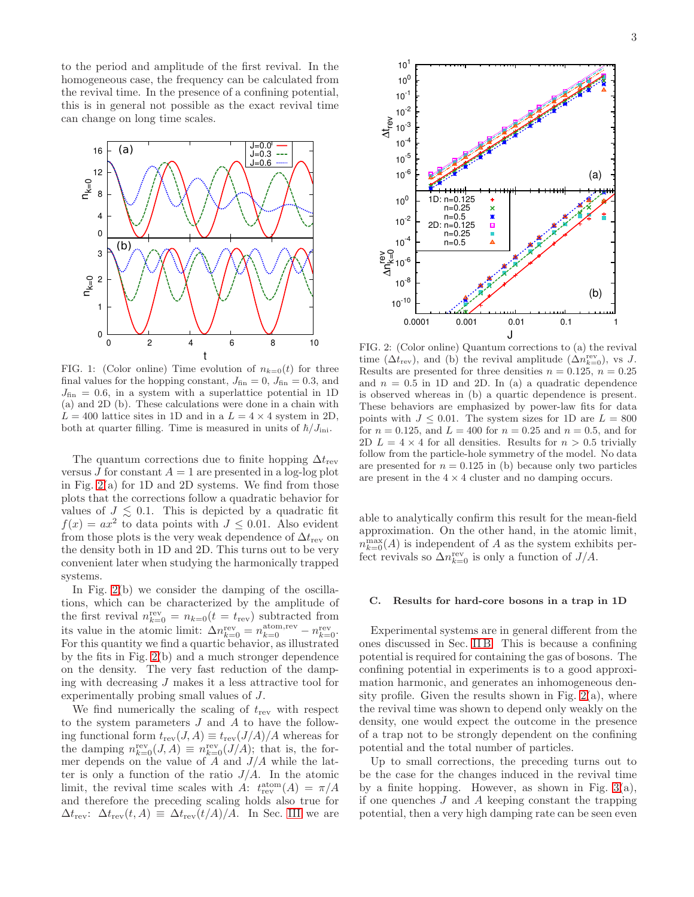to the period and amplitude of the first revival. In the homogeneous case, the frequency can be calculated from the revival time. In the presence of a confining potential, this is in general not possible as the exact revival time can change on long time scales.

FIG. 1: (Color online) Time evolution of $n_{k=0}(t)$ for three final values for the hopping constant, $J_{\rm fin}=0$, $J_{\rm fin}=0.3$, and $J_{\rm fin}=0.6$, in a system with a superlattice potential in 1D (a) and 2D (b). These calculations were done in a chain with $L=400$ lattice sites in 1D and in a $L=4\times 4$ system in 2D, both at quarter filling. Time is measured in units of $\hbar/J_{\rm ini}$.

The quantum corrections due to finite hopping $\Delta t_{\rm rev}$ versus $J$ for constant $A=1$ are presented in a log-log plot in Fig. 2(a) for 1D and 2D systems. We find from those plots that the corrections follow a quadratic behavior for values of $J\lesssim 0.1$. This is depicted by a quadratic fit $f(x)=ax^2$ to data points with $J\leq 0.01$. Also evident from those plots is the very weak dependence of $\Delta t_{\rm rev}$ on the density both in 1D and 2D. This turns out to be very convenient later when studying the harmonically trapped systems.

In Fig. 2(b) we consider the damping of the oscillations, which can be characterized by the amplitude of the first revival $n^{\rm rev}_{k=0}=n_{k=0}(t=t_{\rm rev})$ subtracted from its value in the atomic limit: $\Delta n^{\rm rev}_{k=0}=n^{\rm atom,rev}_{k=0}-n^{\rm rev}_{k=0}$. For this quantity we find a quartic behavior, as illustrated by the fits in Fig. 2(b) and a much stronger dependence on the density. The very fast reduction of the damping with decreasing $J$ makes it a less attractive tool for experimentally probing small values of $J$.

We find numerically the scaling of $t_{\rm rev}$ with respect to the system parameters $J$ and $A$ to have the following functional form $t_{\rm rev}(J,A)\equiv t_{\rm rev}(J/A)/A$ whereas for the damping $n^{\rm rev}_{k=0}(J,A)\equiv n^{\rm rev}_{k=0}(J/A)$; that is, the former depends on the value of $A$ and $J/A$ while the latter is only a function of the ratio $J/A$. In the atomic limit, the revival time scales with $A$: $t^{\rm atom}_{\rm rev}(A)=\pi/A$ and therefore the preceding scaling holds also true for $\Delta t_{\rm rev}$: $\Delta t_{\rm rev}(t,A)\equiv\Delta t_{\rm rev}(t/A)/A$. In Sec. III we are able to analytically confirm this result for the mean-field approximation. On the other hand, in the atomic limit, $n^{\rm max}_{k=0}(A)$ is independent of $A$ as the system exhibits perfect revivals so $\Delta n^{\rm rev}_{k=0}$ is only a function of $J/A$.

FIG. 2: (Color online) Quantum corrections to (a) the revival time ($\Delta t_{\rm rev}$), and (b) the revival amplitude ($\Delta n^{\rm rev}_{k=0}$), vs $J$. Results are presented for three densities $n=0.125$, $n=0.25$ and $n=0.5$ in 1D and 2D. In (a) a quadratic dependence is observed whereas in (b) a quartic dependence is present. These behaviors are emphasized by power-law fits for data points with $J\leq 0.01$. The system sizes for 1D are $L=800$ for $n=0.125$, and $L=400$ for $n=0.25$ and $n=0.5$, and for 2D $L=4\times 4$ for all densities. Results for $n>0.5$ trivially follow from the particle-hole symmetry of the model. No data are presented for $n=0.125$ in (b) because only two particles are present in the $4\times 4$ cluster and no damping occurs.

### C. Results for hard-core bosons in a trap in 1D

Experimental systems are in general different from the ones discussed in Sec. II B. This is because a confining potential is required for containing the gas of bosons. The confining potential in experiments is to a good approximation harmonic, and generates an inhomogeneous density profile. Given the results shown in Fig. 2(a), where the revival time was shown to depend only weakly on the density, one would expect the outcome in the presence of a trap not to be strongly dependent on the confining potential and the total number of particles.

Up to small corrections, the preceding turns out to be the case for the changes induced in the revival time by a finite hopping. However, as shown in Fig. 3(a), if one quenches $J$ and $A$ keeping constant the trapping potential, then a very high damping rate can be seen even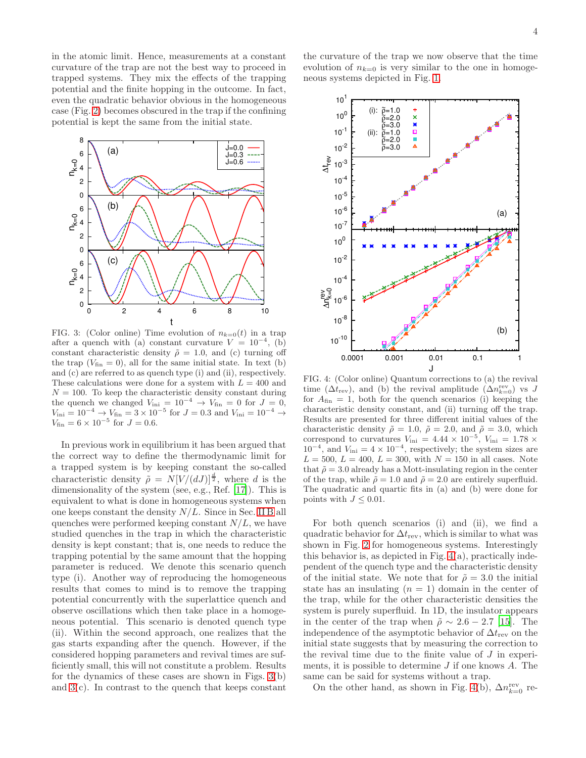in the atomic limit. Hence, measurements at a constant curvature of the trap are not the best way to proceed in trapped systems. They mix the effects of the trapping potential and the finite hopping in the outcome. In fact, even the quadratic behavior obvious in the homogeneous case (Fig. 2) becomes obscured in the trap if the confining potential is kept the same from the initial state.

FIG. 3: (Color online) Time evolution of $n_{k=0}(t)$ in a trap after a quench with (a) constant curvature $V = 10^{-4}$, (b) constant characteristic density $\tilde{\rho} = 1.0$, and (c) turning off the trap ($V_{\rm fin} = 0$), all for the same initial state. In text (b) and (c) are referred to as quench type (i) and (ii), respectively. These calculations were done for a system with $L = 400$ and $N = 100$. To keep the characteristic density constant during the quench we changed $V_{\rm ini} = 10^{-4} \to V_{\rm fin} = 0$ for $J = 0$, $V_{\rm ini} = 10^{-4} \to V_{\rm fin} = 3 \times 10^{-5}$ for $J = 0.3$ and $V_{\rm ini} = 10^{-4} \to V_{\rm fin} = 6 \times 10^{-5}$ for $J = 0.6$.

In previous work in equilibrium it has been argued that the correct way to define the thermodynamic limit for a trapped system is by keeping constant the so-called characteristic density $\tilde{\rho} = N[V/(dJ)]^{\frac{d}{2}}$, where $d$ is the dimensionality of the system (see, e.g., Ref. [17]). This is equivalent to what is done in homogeneous systems when one keeps constant the density $N/L$. Since in Sec. II B all quenches were performed keeping constant $N/L$, we have studied quenches in the trap in which the characteristic density is kept constant; that is, one needs to reduce the trapping potential by the same amount that the hopping parameter is reduced. We denote this scenario quench type (i). Another way of reproducing the homogeneous results that comes to mind is to remove the trapping potential concurrently with the superlattice quench and observe oscillations which then take place in a homogeneous potential. This scenario is denoted quench type (ii). Within the second approach, one realizes that the gas starts expanding after the quench. However, if the considered hopping parameters and revival times are sufficiently small, this will not constitute a problem. Results for the dynamics of these cases are shown in Figs. 3(b) and 3(c). In contrast to the quench that keeps constant the curvature of the trap we now observe that the time evolution of $n_{k=0}$ is very similar to the one in homogeneous systems depicted in Fig. 1.

FIG. 4: (Color online) Quantum corrections to (a) the revival time ($\Delta t_{\rm rev}$), and (b) the revival amplitude ($\Delta n^{\rm rev}_{k=0}$) vs $J$ for $A_{\rm fin} = 1$, both for the quench scenarios (i) keeping the characteristic density constant, and (ii) turning off the trap. Results are presented for three different initial values of the characteristic density $\tilde{\rho} = 1.0$, $\tilde{\rho} = 2.0$, and $\tilde{\rho} = 3.0$, which correspond to curvatures $V_{\rm ini} = 4.44 \times 10^{-5}$, $V_{\rm ini} = 1.78 \times 10^{-4}$, and $V_{\rm ini} = 4 \times 10^{-4}$, respectively; the system sizes are $L = 500$, $L = 400$, $L = 300$, with $N = 150$ in all cases. Note that $\tilde{\rho} = 3.0$ already has a Mott-insulating region in the center of the trap, while $\tilde{\rho} = 1.0$ and $\tilde{\rho} = 2.0$ are entirely superfluid. The quadratic and quartic fits in (a) and (b) were done for points with $J \leq 0.01$.

For both quench scenarios (i) and (ii), we find a quadratic behavior for $\Delta t_{\rm rev}$, which is similar to what was shown in Fig. 2 for homogeneous systems. Interestingly this behavior is, as depicted in Fig. 4(a), practically independent of the quench type and the characteristic density of the initial state. We note that for $\tilde{\rho} = 3.0$ the initial state has an insulating ($n = 1$) domain in the center of the trap, while for the other characteristic densities the system is purely superfluid. In 1D, the insulator appears in the center of the trap when $\tilde{\rho} \sim 2.6 - 2.7$ [15]. The independence of the asymptotic behavior of $\Delta t_{\rm rev}$ on the initial state suggests that by measuring the correction to the revival time due to the finite value of $J$ in experiments, it is possible to determine $J$ if one knows $A$. The same can be said for systems without a trap.

On the other hand, as shown in Fig. 4(b), $\Delta n^{\rm rev}_{k=0}$ re-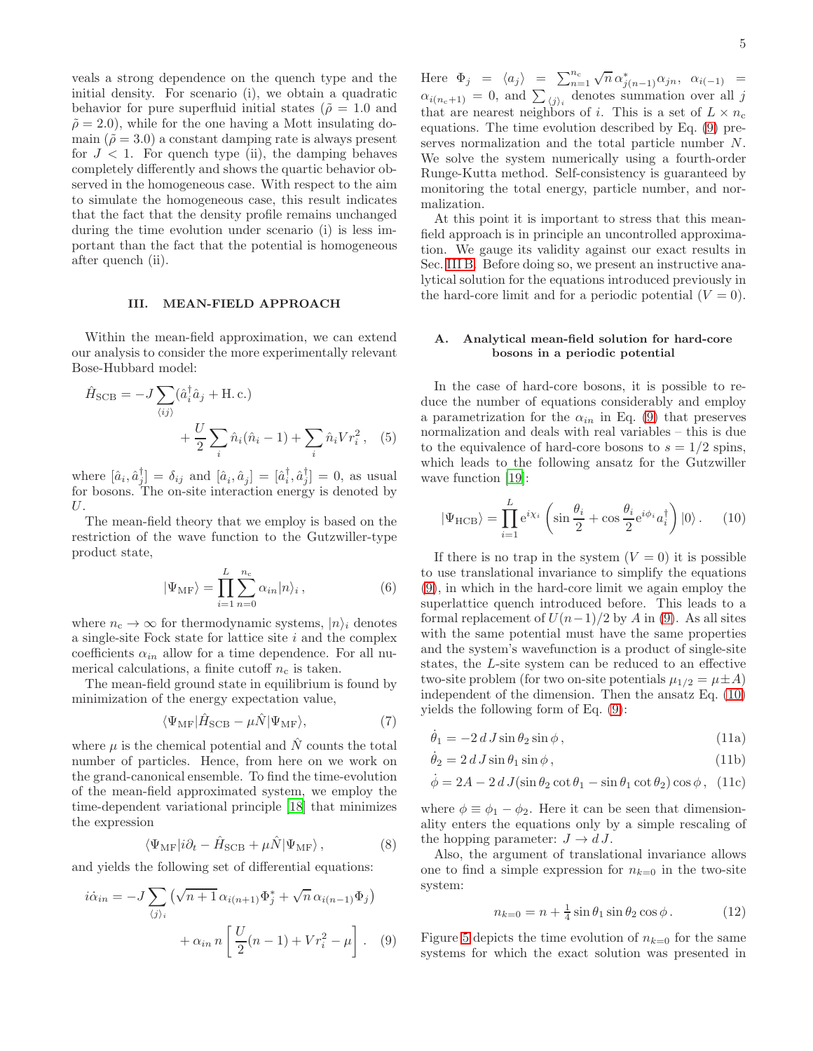veals a strong dependence on the quench type and the initial density. For scenario (i), we obtain a quadratic behavior for pure superfluid initial states ($\tilde{\rho} = 1.0$ and $\tilde{\rho} = 2.0$), while for the one having a Mott insulating domain ($\tilde{\rho} = 3.0$) a constant damping rate is always present for $J < 1$. For quench type (ii), the damping behaves completely differently and shows the quartic behavior observed in the homogeneous case. With respect to the aim to simulate the homogeneous case, this result indicates that the fact that the density profile remains unchanged during the time evolution under scenario (i) is less important than the fact that the potential is homogeneous after quench (ii).

## III. MEAN-FIELD APPROACH

Within the mean-field approximation, we can extend our analysis to consider the more experimentally relevant Bose-Hubbard model:

$$\hat{H}_{\rm SCB} = -J\sum_{\langle ij\rangle}(\hat{a}_i^\dagger \hat{a}_j + {\rm H.\,c.}) + \frac{U}{2}\sum_i \hat{n}_i(\hat{n}_i - 1) + \sum_i \hat{n}_i V r_i^2\,, \quad (5)$$

where $[\hat{a}_i, \hat{a}_j^\dagger] = \delta_{ij}$ and $[\hat{a}_i, \hat{a}_j] = [\hat{a}_i^\dagger, \hat{a}_j^\dagger] = 0$, as usual for bosons. The on-site interaction energy is denoted by $U$.

The mean-field theory that we employ is based on the restriction of the wave function to the Gutzwiller-type product state,

$$|\Psi_{\rm MF}\rangle = \prod_{i=1}^{L}\sum_{n=0}^{n_c}\alpha_{in}|n\rangle_i\,, \quad (6)$$

where $n_c \to \infty$ for thermodynamic systems, $|n\rangle_i$ denotes a single-site Fock state for lattice site $i$ and the complex coefficients $\alpha_{in}$ allow for a time dependence. For all numerical calculations, a finite cutoff $n_c$ is taken.

The mean-field ground state in equilibrium is found by minimization of the energy expectation value,

$$\langle \Psi_{\rm MF}|\hat{H}_{\rm SCB} - \mu\hat{N}|\Psi_{\rm MF}\rangle, \quad (7)$$

where $\mu$ is the chemical potential and $\hat{N}$ counts the total number of particles. Hence, from here on we work on the grand-canonical ensemble. To find the time-evolution of the mean-field approximated system, we employ the time-dependent variational principle [18] that minimizes the expression

$$\langle \Psi_{\rm MF}|i\partial_t - \hat{H}_{\rm SCB} + \mu\hat{N}|\Psi_{\rm MF}\rangle\,, \quad (8)$$

and yields the following set of differential equations:

$$i\dot{\alpha}_{in} = -J\sum_{\langle j\rangle_i}\left(\sqrt{n+1}\,\alpha_{i(n+1)}\Phi_j^* + \sqrt{n}\,\alpha_{i(n-1)}\Phi_j\right) + \alpha_{in}\,n\left[\frac{U}{2}(n-1) + Vr_i^2 - \mu\right]. \quad (9)$$

Here $\Phi_j = \langle a_j\rangle = \sum_{n=1}^{n_c}\sqrt{n}\,\alpha_{j(n-1)}^*\alpha_{jn}$, $\alpha_{i(-1)} = \alpha_{i(n_c+1)} = 0$, and $\sum_{\langle j\rangle_i}$ denotes summation over all $j$ that are nearest neighbors of $i$. This is a set of $L\times n_c$ equations. The time evolution described by Eq. (9) preserves normalization and the total particle number $N$. We solve the system numerically using a fourth-order Runge-Kutta method. Self-consistency is guaranteed by monitoring the total energy, particle number, and normalization.

At this point it is important to stress that this mean-field approach is in principle an uncontrolled approximation. We gauge its validity against our exact results in Sec. III B. Before doing so, we present an instructive analytical solution for the equations introduced previously in the hard-core limit and for a periodic potential ($V = 0$).

### A. Analytical mean-field solution for hard-core bosons in a periodic potential

In the case of hard-core bosons, it is possible to reduce the number of equations considerably and employ a parametrization for the $\alpha_{in}$ in Eq. (9) that preserves normalization and deals with real variables – this is due to the equivalence of hard-core bosons to $s = 1/2$ spins, which leads to the following ansatz for the Gutzwiller wave function [19]:

$$|\Psi_{\rm HCB}\rangle = \prod_{i=1}^{L} {\rm e}^{i\chi_i}\left(\sin\frac{\theta_i}{2} + \cos\frac{\theta_i}{2}{\rm e}^{i\phi_i}a_i^\dagger\right)|0\rangle\,. \quad (10)$$

If there is no trap in the system ($V = 0$) it is possible to use translational invariance to simplify the equations (9), in which in the hard-core limit we again employ the superlattice quench introduced before. This leads to a formal replacement of $U(n-1)/2$ by $A$ in (9). As all sites with the same potential must have the same properties and the system's wavefunction is a product of single-site states, the $L$-site system can be reduced to an effective two-site problem (for two on-site potentials $\mu_{1/2} = \mu \pm A$) independent of the dimension. Then the ansatz Eq. (10) yields the following form of Eq. (9):

$$\dot{\theta}_1 = -2\,d\,J\sin\theta_2\sin\phi\,, \quad (11a)$$

$$\dot{\theta}_2 = 2\,d\,J\sin\theta_1\sin\phi\,, \quad (11b)$$

$$\dot{\phi} = 2A - 2\,d\,J(\sin\theta_2\cot\theta_1 - \sin\theta_1\cot\theta_2)\cos\phi\,, \quad (11c)$$

where $\phi \equiv \phi_1 - \phi_2$. Here it can be seen that dimensionality enters the equations only by a simple rescaling of the hopping parameter: $J \to d\,J$.

Also, the argument of translational invariance allows one to find a simple expression for $n_{k=0}$ in the two-site system:

$$n_{k=0} = n + \tfrac{1}{4}\sin\theta_1\sin\theta_2\cos\phi\,. \quad (12)$$

Figure 5 depicts the time evolution of $n_{k=0}$ for the same systems for which the exact solution was presented in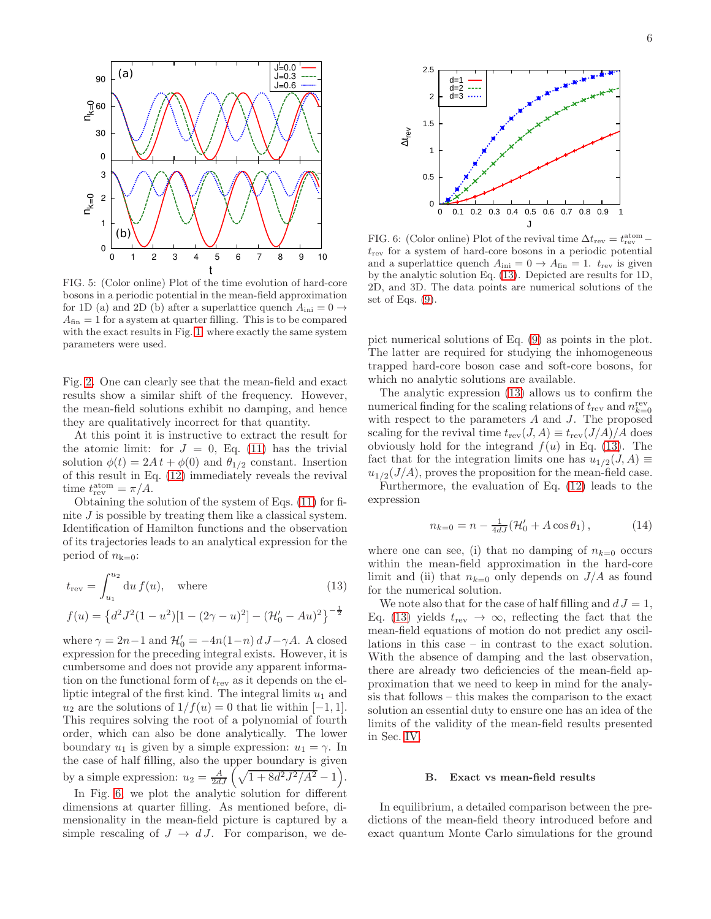FIG. 5: (Color online) Plot of the time evolution of hard-core bosons in a periodic potential in the mean-field approximation for 1D (a) and 2D (b) after a superlattice quench $A_{\rm ini} = 0 \to A_{\rm fin} = 1$ for a system at quarter filling. This is to be compared with the exact results in Fig. 1, where exactly the same system parameters were used.

Fig. 2. One can clearly see that the mean-field and exact results show a similar shift of the frequency. However, the mean-field solutions exhibit no damping, and hence they are qualitatively incorrect for that quantity.

At this point it is instructive to extract the result for the atomic limit: for $J = 0$, Eq. (11) has the trivial solution $\phi(t) = 2At + \phi(0)$ and $\theta_{1/2}$ constant. Insertion of this result in Eq. (12) immediately reveals the revival time $t_{\rm rev}^{\rm atom} = \pi/A$.

Obtaining the solution of the system of Eqs. (11) for finite $J$ is possible by treating them like a classical system. Identification of Hamilton functions and the observation of its trajectories leads to an analytical expression for the period of $n_{k=0}$:

$$t_{\rm rev} = \int_{u_1}^{u_2} du\, f(u), \quad \text{where} \tag{13}$$

$$f(u) = \left\{ d^2J^2(1-u^2)[1-(2\gamma-u)^2] - (\mathcal{H}_0' - Au)^2 \right\}^{-\frac{1}{2}}$$

where $\gamma = 2n-1$ and $\mathcal{H}_0' = -4n(1-n)\, dJ - \gamma A$. A closed expression for the preceding integral exists. However, it is cumbersome and does not provide any apparent information on the functional form of $t_{\rm rev}$ as it depends on the elliptic integral of the first kind. The integral limits $u_1$ and $u_2$ are the solutions of $1/f(u) = 0$ that lie within $[-1, 1]$. This requires solving the root of a polynomial of fourth order, which can also be done analytically. The lower boundary $u_1$ is given by a simple expression: $u_1 = \gamma$. In the case of half filling, also the upper boundary is given by a simple expression: $u_2 = \frac{A}{2dJ}\left(\sqrt{1 + 8d^2J^2/A^2} - 1\right)$.

In Fig. 6, we plot the analytic solution for different dimensions at quarter filling. As mentioned before, dimensionality in the mean-field picture is captured by a simple rescaling of $J \to d\,J$. For comparison, we depict numerical solutions of Eq. (9) as points in the plot. The latter are required for studying the inhomogeneous trapped hard-core boson case and soft-core bosons, for which no analytic solutions are available.

FIG. 6: (Color online) Plot of the revival time $\Delta t_{\rm rev} = t_{\rm rev}^{\rm atom} - t_{\rm rev}$ for a system of hard-core bosons in a periodic potential and a superlattice quench $A_{\rm ini} = 0 \to A_{\rm fin} = 1$. $t_{\rm rev}$ is given by the analytic solution Eq. (13). Depicted are results for 1D, 2D, and 3D. The data points are numerical solutions of the set of Eqs. (9).

The analytic expression (13) allows us to confirm the numerical finding for the scaling relations of $t_{\rm rev}$ and $n_{k=0}^{\rm rev}$ with respect to the parameters $A$ and $J$. The proposed scaling for the revival time $t_{\rm rev}(J, A) \equiv t_{\rm rev}(J/A)/A$ does obviously hold for the integrand $f(u)$ in Eq. (13). The fact that for the integration limits one has $u_{1/2}(J, A) \equiv u_{1/2}(J/A)$, proves the proposition for the mean-field case.

Furthermore, the evaluation of Eq. (12) leads to the expression

$$n_{k=0} = n - \tfrac{1}{4dJ}(\mathcal{H}_0' + A\cos\theta_1)\,, \tag{14}$$

where one can see, (i) that no damping of $n_{k=0}$ occurs within the mean-field approximation in the hard-core limit and (ii) that $n_{k=0}$ only depends on $J/A$ as found for the numerical solution.

We note also that for the case of half filling and $d\,J = 1$, Eq. (13) yields $t_{\rm rev} \to \infty$, reflecting the fact that the mean-field equations of motion do not predict any oscillations in this case – in contrast to the exact solution. With the absence of damping and the last observation, there are already two deficiencies of the mean-field approximation that we need to keep in mind for the analysis that follows – this makes the comparison to the exact solution an essential duty to ensure one has an idea of the limits of the validity of the mean-field results presented in Sec. IV.

### B. Exact vs mean-field results

In equilibrium, a detailed comparison between the predictions of the mean-field theory introduced before and exact quantum Monte Carlo simulations for the ground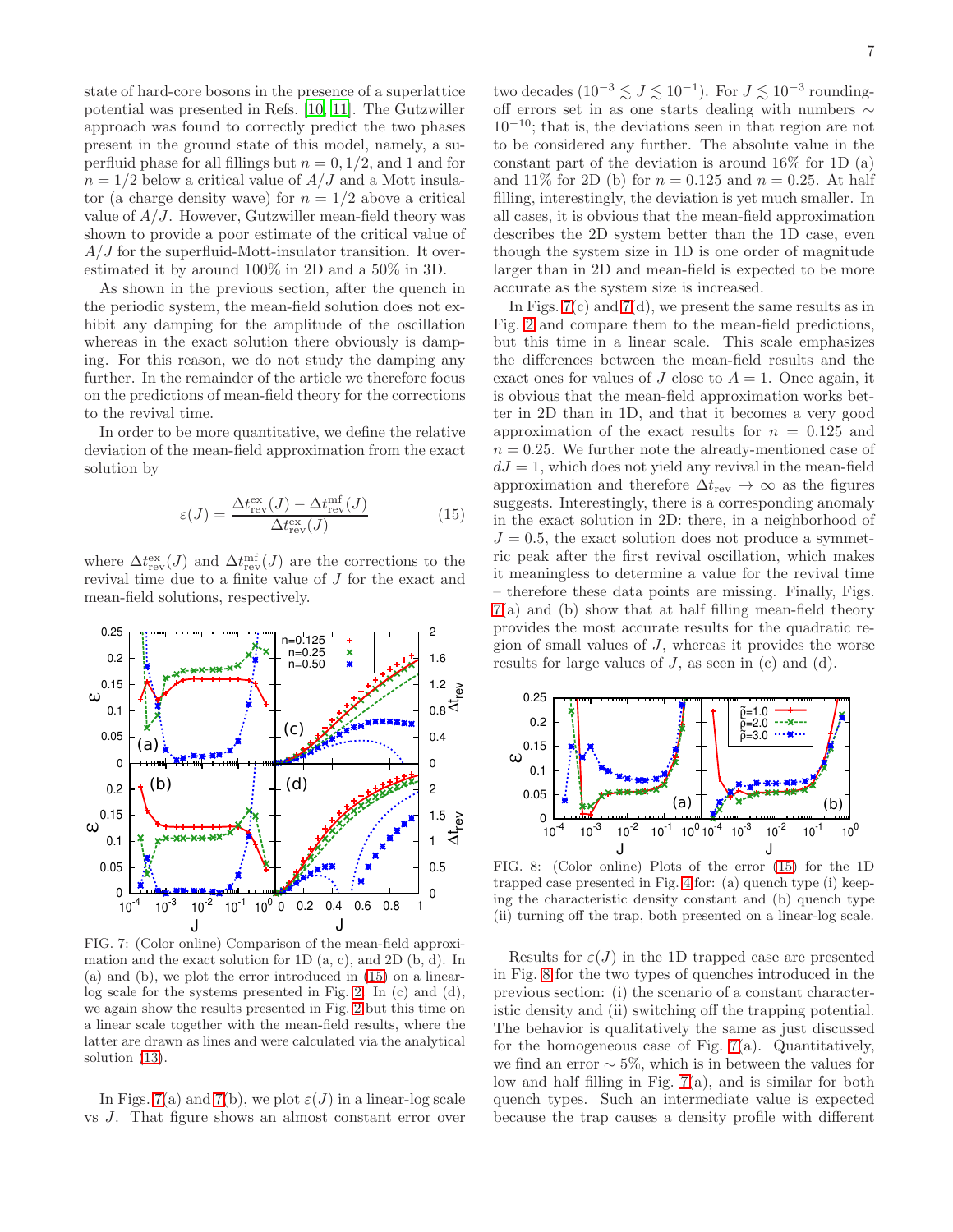state of hard-core bosons in the presence of a superlattice potential was presented in Refs. [10, 11]. The Gutzwiller approach was found to correctly predict the two phases present in the ground state of this model, namely, a superfluid phase for all fillings but $n = 0, 1/2$, and 1 and for $n = 1/2$ below a critical value of $A/J$ and a Mott insulator (a charge density wave) for $n = 1/2$ above a critical value of $A/J$. However, Gutzwiller mean-field theory was shown to provide a poor estimate of the critical value of $A/J$ for the superfluid-Mott-insulator transition. It overestimated it by around 100% in 2D and a 50% in 3D.

As shown in the previous section, after the quench in the periodic system, the mean-field solution does not exhibit any damping for the amplitude of the oscillation whereas in the exact solution there obviously is damping. For this reason, we do not study the damping any further. In the remainder of the article we therefore focus on the predictions of mean-field theory for the corrections to the revival time.

In order to be more quantitative, we define the relative deviation of the mean-field approximation from the exact solution by

$$\varepsilon(J) = \frac{\Delta t^{\rm ex}_{\rm rev}(J) - \Delta t^{\rm mf}_{\rm rev}(J)}{\Delta t^{\rm ex}_{\rm rev}(J)} \tag{15}$$

where $\Delta t^{\rm ex}_{\rm rev}(J)$ and $\Delta t^{\rm mf}_{\rm rev}(J)$ are the corrections to the revival time due to a finite value of $J$ for the exact and mean-field solutions, respectively.

FIG. 7: (Color online) Comparison of the mean-field approximation and the exact solution for 1D (a, c), and 2D (b, d). In (a) and (b), we plot the error introduced in (15) on a linear-log scale for the systems presented in Fig. 2. In (c) and (d), we again show the results presented in Fig. 2 but this time on a linear scale together with the mean-field results, where the latter are drawn as lines and were calculated via the analytical solution (13).

In Figs. 7(a) and 7(b), we plot $\varepsilon(J)$ in a linear-log scale vs $J$. That figure shows an almost constant error over two decades ($10^{-3} \lesssim J \lesssim 10^{-1}$). For $J \lesssim 10^{-3}$ rounding-off errors set in as one starts dealing with numbers $\sim 10^{-10}$; that is, the deviations seen in that region are not to be considered any further. The absolute value in the constant part of the deviation is around 16% for 1D (a) and 11% for 2D (b) for $n = 0.125$ and $n = 0.25$. At half filling, interestingly, the deviation is yet much smaller. In all cases, it is obvious that the mean-field approximation describes the 2D system better than the 1D case, even though the system size in 1D is one order of magnitude larger than in 2D and mean-field is expected to be more accurate as the system size is increased.

In Figs. 7(c) and 7(d), we present the same results as in Fig. 2 and compare them to the mean-field predictions, but this time in a linear scale. This scale emphasizes the differences between the mean-field results and the exact ones for values of $J$ close to $A = 1$. Once again, it is obvious that the mean-field approximation works better in 2D than in 1D, and that it becomes a very good approximation of the exact results for $n = 0.125$ and $n = 0.25$. We further note the already-mentioned case of $dJ = 1$, which does not yield any revival in the mean-field approximation and therefore $\Delta t_{\rm rev} \to \infty$ as the figures suggests. Interestingly, there is a corresponding anomaly in the exact solution in 2D: there, in a neighborhood of $J = 0.5$, the exact solution does not produce a symmetric peak after the first revival oscillation, which makes it meaningless to determine a value for the revival time – therefore these data points are missing. Finally, Figs. 7(a) and (b) show that at half filling mean-field theory provides the most accurate results for the quadratic region of small values of $J$, whereas it provides the worse results for large values of $J$, as seen in (c) and (d).

FIG. 8: (Color online) Plots of the error (15) for the 1D trapped case presented in Fig. 4 for: (a) quench type (i) keeping the characteristic density constant and (b) quench type (ii) turning off the trap, both presented on a linear-log scale.

Results for $\varepsilon(J)$ in the 1D trapped case are presented in Fig. 8 for the two types of quenches introduced in the previous section: (i) the scenario of a constant characteristic density and (ii) switching off the trapping potential. The behavior is qualitatively the same as just discussed for the homogeneous case of Fig. 7(a). Quantitatively, we find an error $\sim 5\%$, which is in between the values for low and half filling in Fig. 7(a), and is similar for both quench types. Such an intermediate value is expected because the trap causes a density profile with different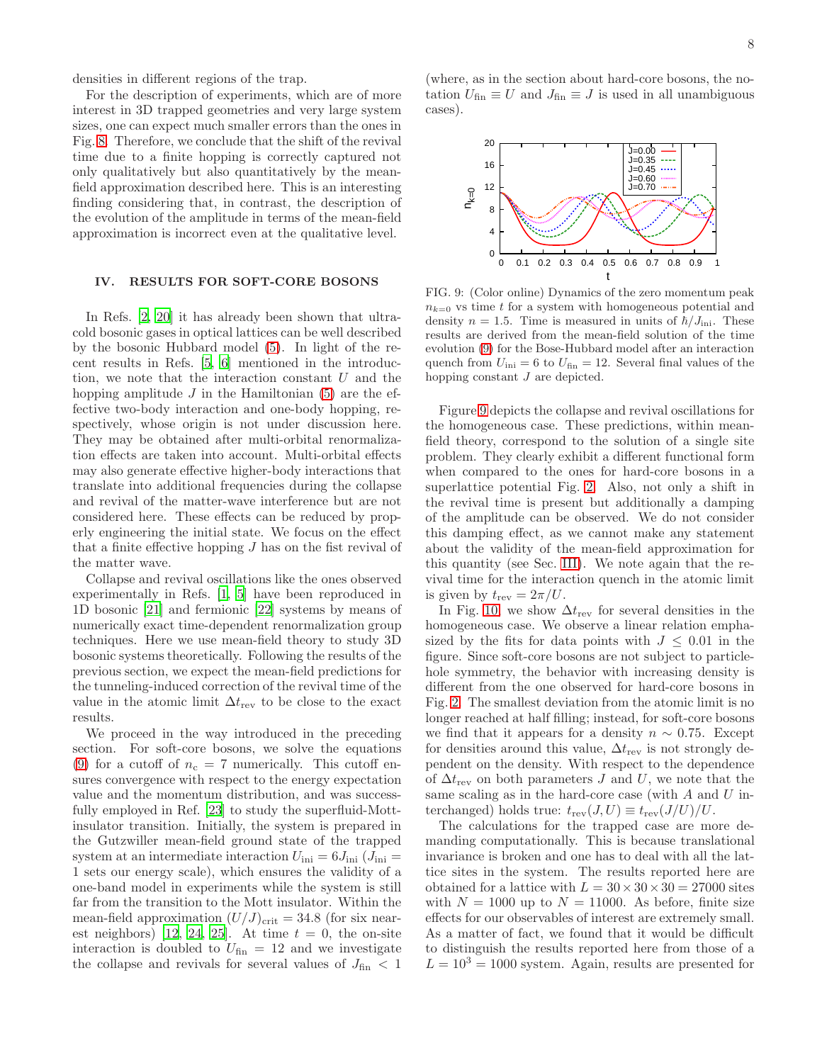densities in different regions of the trap.

For the description of experiments, which are of more interest in 3D trapped geometries and very large system sizes, one can expect much smaller errors than the ones in Fig. 8. Therefore, we conclude that the shift of the revival time due to a finite hopping is correctly captured not only qualitatively but also quantitatively by the mean-field approximation described here. This is an interesting finding considering that, in contrast, the description of the evolution of the amplitude in terms of the mean-field approximation is incorrect even at the qualitative level.

## IV. RESULTS FOR SOFT-CORE BOSONS

In Refs. [2, 20] it has already been shown that ultracold bosonic gases in optical lattices can be well described by the bosonic Hubbard model (5). In light of the recent results in Refs. [5, 6] mentioned in the introduction, we note that the interaction constant $U$ and the hopping amplitude $J$ in the Hamiltonian (5) are the effective two-body interaction and one-body hopping, respectively, whose origin is not under discussion here. They may be obtained after multi-orbital renormalization effects are taken into account. Multi-orbital effects may also generate effective higher-body interactions that translate into additional frequencies during the collapse and revival of the matter-wave interference but are not considered here. These effects can be reduced by properly engineering the initial state. We focus on the effect that a finite effective hopping $J$ has on the fist revival of the matter wave.

Collapse and revival oscillations like the ones observed experimentally in Refs. [1, 5] have been reproduced in 1D bosonic [21] and fermionic [22] systems by means of numerically exact time-dependent renormalization group techniques. Here we use mean-field theory to study 3D bosonic systems theoretically. Following the results of the previous section, we expect the mean-field predictions for the tunneling-induced correction of the revival time of the value in the atomic limit $\Delta t_{\rm rev}$ to be close to the exact results.

We proceed in the way introduced in the preceding section. For soft-core bosons, we solve the equations (9) for a cutoff of $n_{\rm c} = 7$ numerically. This cutoff ensures convergence with respect to the energy expectation value and the momentum distribution, and was successfully employed in Ref. [23] to study the superfluid-Mott-insulator transition. Initially, the system is prepared in the Gutzwiller mean-field ground state of the trapped system at an intermediate interaction $U_{\rm ini} = 6J_{\rm ini}$ ($J_{\rm ini} = 1$ sets our energy scale), which ensures the validity of a one-band model in experiments while the system is still far from the transition to the Mott insulator. Within the mean-field approximation $(U/J)_{\rm crit} = 34.8$ (for six nearest neighbors) [12, 24, 25]. At time $t = 0$, the on-site interaction is doubled to $U_{\rm fin} = 12$ and we investigate the collapse and revivals for several values of $J_{\rm fin} < 1$ (where, as in the section about hard-core bosons, the notation $U_{\rm fin} \equiv U$ and $J_{\rm fin} \equiv J$ is used in all unambiguous cases).

FIG. 9: (Color online) Dynamics of the zero momentum peak $n_{k=0}$ vs time $t$ for a system with homogeneous potential and density $n = 1.5$. Time is measured in units of $\hbar/J_{\rm ini}$. These results are derived from the mean-field solution of the time evolution (9) for the Bose-Hubbard model after an interaction quench from $U_{\rm ini} = 6$ to $U_{\rm fin} = 12$. Several final values of the hopping constant $J$ are depicted.

Figure 9 depicts the collapse and revival oscillations for the homogeneous case. These predictions, within mean-field theory, correspond to the solution of a single site problem. They clearly exhibit a different functional form when compared to the ones for hard-core bosons in a superlattice potential Fig. 2. Also, not only a shift in the revival time is present but additionally a damping of the amplitude can be observed. We do not consider this damping effect, as we cannot make any statement about the validity of the mean-field approximation for this quantity (see Sec. III). We note again that the revival time for the interaction quench in the atomic limit is given by $t_{\rm rev} = 2\pi/U$.

In Fig. 10, we show $\Delta t_{\rm rev}$ for several densities in the homogeneous case. We observe a linear relation emphasized by the fits for data points with $J \leq 0.01$ in the figure. Since soft-core bosons are not subject to particle-hole symmetry, the behavior with increasing density is different from the one observed for hard-core bosons in Fig. 2. The smallest deviation from the atomic limit is no longer reached at half filling; instead, for soft-core bosons we find that it appears for a density $n \sim 0.75$. Except for densities around this value, $\Delta t_{\rm rev}$ is not strongly dependent on the density. With respect to the dependence of $\Delta t_{\rm rev}$ on both parameters $J$ and $U$, we note that the same scaling as in the hard-core case (with $A$ and $U$ interchanged) holds true: $t_{\rm rev}(J, U) \equiv t_{\rm rev}(J/U)/U$.

The calculations for the trapped case are more demanding computationally. This is because translational invariance is broken and one has to deal with all the lattice sites in the system. The results reported here are obtained for a lattice with $L = 30 \times 30 \times 30 = 27000$ sites with $N = 1000$ up to $N = 11000$. As before, finite size effects for our observables of interest are extremely small. As a matter of fact, we found that it would be difficult to distinguish the results reported here from those of a $L = 10^3 = 1000$ system. Again, results are presented for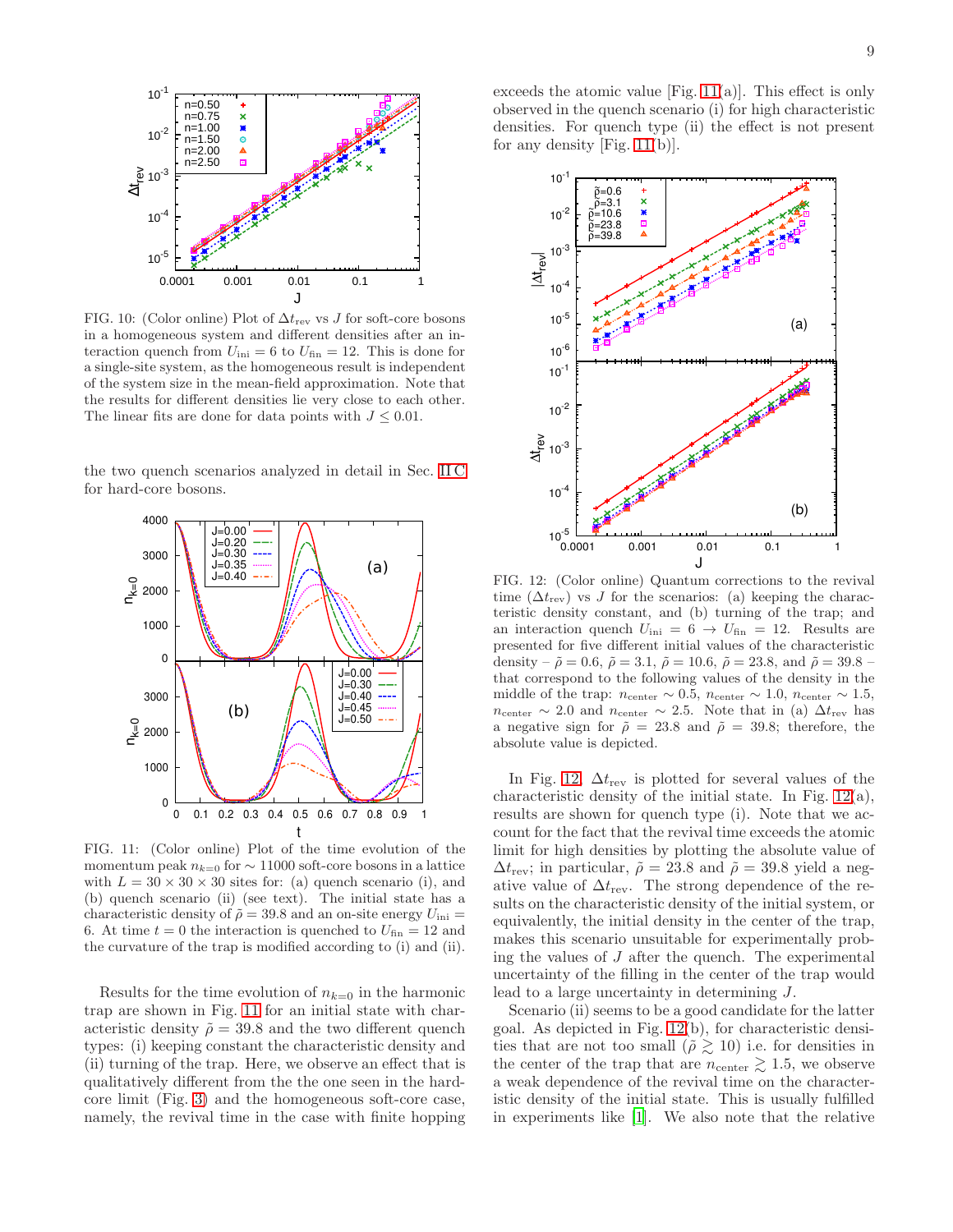FIG. 10: (Color online) Plot of $\Delta t_{\rm rev}$ vs $J$ for soft-core bosons in a homogeneous system and different densities after an interaction quench from $U_{\rm ini} = 6$ to $U_{\rm fin} = 12$. This is done for a single-site system, as the homogeneous result is independent of the system size in the mean-field approximation. Note that the results for different densities lie very close to each other. The linear fits are done for data points with $J \leq 0.01$.

the two quench scenarios analyzed in detail in Sec. II C for hard-core bosons.

FIG. 11: (Color online) Plot of the time evolution of the momentum peak $n_{k=0}$ for $\sim 11000$ soft-core bosons in a lattice with $L = 30 \times 30 \times 30$ sites for: (a) quench scenario (i), and (b) quench scenario (ii) (see text). The initial state has a characteristic density of $\tilde{\rho} = 39.8$ and an on-site energy $U_{\rm ini} = 6$. At time $t = 0$ the interaction is quenched to $U_{\rm fin} = 12$ and the curvature of the trap is modified according to (i) and (ii).

Results for the time evolution of $n_{k=0}$ in the harmonic trap are shown in Fig. 11 for an initial state with characteristic density $\tilde{\rho} = 39.8$ and the two different quench types: (i) keeping constant the characteristic density and (ii) turning of the trap. Here, we observe an effect that is qualitatively different from the the one seen in the hard-core limit (Fig. 3) and the homogeneous soft-core case, namely, the revival time in the case with finite hopping exceeds the atomic value [Fig. 11(a)]. This effect is only observed in the quench scenario (i) for high characteristic densities. For quench type (ii) the effect is not present for any density [Fig. 11(b)].

FIG. 12: (Color online) Quantum corrections to the revival time ($\Delta t_{\rm rev}$) vs $J$ for the scenarios: (a) keeping the characteristic density constant, and (b) turning of the trap; and an interaction quench $U_{\rm ini} = 6 \rightarrow U_{\rm fin} = 12$. Results are presented for five different initial values of the characteristic density – $\tilde{\rho} = 0.6$, $\tilde{\rho} = 3.1$, $\tilde{\rho} = 10.6$, $\tilde{\rho} = 23.8$, and $\tilde{\rho} = 39.8$ – that correspond to the following values of the density in the middle of the trap: $n_{\rm center} \sim 0.5$, $n_{\rm center} \sim 1.0$, $n_{\rm center} \sim 1.5$, $n_{\rm center} \sim 2.0$ and $n_{\rm center} \sim 2.5$. Note that in (a) $\Delta t_{\rm rev}$ has a negative sign for $\tilde{\rho} = 23.8$ and $\tilde{\rho} = 39.8$; therefore, the absolute value is depicted.

In Fig. 12, $\Delta t_{\rm rev}$ is plotted for several values of the characteristic density of the initial state. In Fig. 12(a), results are shown for quench type (i). Note that we account for the fact that the revival time exceeds the atomic limit for high densities by plotting the absolute value of $\Delta t_{\rm rev}$; in particular, $\tilde{\rho} = 23.8$ and $\tilde{\rho} = 39.8$ yield a negative value of $\Delta t_{\rm rev}$. The strong dependence of the results on the characteristic density of the initial system, or equivalently, the initial density in the center of the trap, makes this scenario unsuitable for experimentally probing the values of $J$ after the quench. The experimental uncertainty of the filling in the center of the trap would lead to a large uncertainty in determining $J$.

Scenario (ii) seems to be a good candidate for the latter goal. As depicted in Fig. 12(b), for characteristic densities that are not too small ($\tilde{\rho} \gtrsim 10$) i.e. for densities in the center of the trap that are $n_{\rm center} \gtrsim 1.5$, we observe a weak dependence of the revival time on the characteristic density of the initial state. This is usually fulfilled in experiments like [1]. We also note that the relative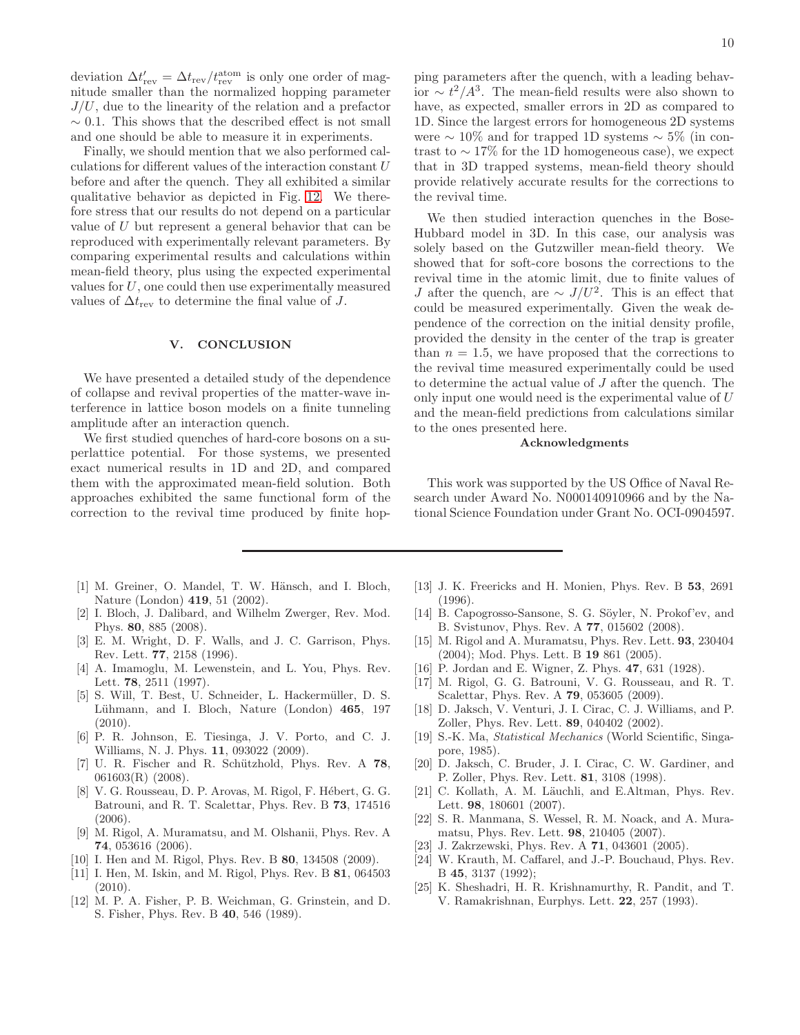deviation $\Delta t'_{\rm rev} = \Delta t_{\rm rev}/t_{\rm rev}^{\rm atom}$ is only one order of magnitude smaller than the normalized hopping parameter $J/U$, due to the linearity of the relation and a prefactor $\sim 0.1$. This shows that the described effect is not small and one should be able to measure it in experiments.

Finally, we should mention that we also performed calculations for different values of the interaction constant $U$ before and after the quench. They all exhibited a similar qualitative behavior as depicted in Fig. 12. We therefore stress that our results do not depend on a particular value of $U$ but represent a general behavior that can be reproduced with experimentally relevant parameters. By comparing experimental results and calculations within mean-field theory, plus using the expected experimental values for $U$, one could then use experimentally measured values of $\Delta t_{\rm rev}$ to determine the final value of $J$.

## V. CONCLUSION

We have presented a detailed study of the dependence of collapse and revival properties of the matter-wave interference in lattice boson models on a finite tunneling amplitude after an interaction quench.

We first studied quenches of hard-core bosons on a superlattice potential. For those systems, we presented exact numerical results in 1D and 2D, and compared them with the approximated mean-field solution. Both approaches exhibited the same functional form of the correction to the revival time produced by finite hopping parameters after the quench, with a leading behavior $\sim t^2/A^3$. The mean-field results were also shown to have, as expected, smaller errors in 2D as compared to 1D. Since the largest errors for homogeneous 2D systems were $\sim 10\%$ and for trapped 1D systems $\sim 5\%$ (in contrast to $\sim 17\%$ for the 1D homogeneous case), we expect that in 3D trapped systems, mean-field theory should provide relatively accurate results for the corrections to the revival time.

We then studied interaction quenches in the Bose-Hubbard model in 3D. In this case, our analysis was solely based on the Gutzwiller mean-field theory. We showed that for soft-core bosons the corrections to the revival time in the atomic limit, due to finite values of $J$ after the quench, are $\sim J/U^2$. This is an effect that could be measured experimentally. Given the weak dependence of the correction on the initial density profile, provided the density in the center of the trap is greater than $n = 1.5$, we have proposed that the corrections to the revival time measured experimentally could be used to determine the actual value of $J$ after the quench. The only input one would need is the experimental value of $U$ and the mean-field predictions from calculations similar to the ones presented here.

### Acknowledgments

This work was supported by the US Office of Naval Research under Award No. N000140910966 and by the National Science Foundation under Grant No. OCI-0904597.

---

[1] M. Greiner, O. Mandel, T. W. Hänsch, and I. Bloch, Nature (London) **419**, 51 (2002).

[2] I. Bloch, J. Dalibard, and Wilhelm Zwerger, Rev. Mod. Phys. **80**, 885 (2008).

[3] E. M. Wright, D. F. Walls, and J. C. Garrison, Phys. Rev. Lett. **77**, 2158 (1996).

[4] A. Imamoglu, M. Lewenstein, and L. You, Phys. Rev. Lett. **78**, 2511 (1997).

[5] S. Will, T. Best, U. Schneider, L. Hackermüller, D. S. Lühmann, and I. Bloch, Nature (London) **465**, 197 (2010).

[6] P. R. Johnson, E. Tiesinga, J. V. Porto, and C. J. Williams, N. J. Phys. **11**, 093022 (2009).

[7] U. R. Fischer and R. Schützhold, Phys. Rev. A **78**, 061603(R) (2008).

[8] V. G. Rousseau, D. P. Arovas, M. Rigol, F. Hébert, G. G. Batrouni, and R. T. Scalettar, Phys. Rev. B **73**, 174516 (2006).

[9] M. Rigol, A. Muramatsu, and M. Olshanii, Phys. Rev. A **74**, 053616 (2006).

[10] I. Hen and M. Rigol, Phys. Rev. B **80**, 134508 (2009).

[11] I. Hen, M. Iskin, and M. Rigol, Phys. Rev. B **81**, 064503 (2010).

[12] M. P. A. Fisher, P. B. Weichman, G. Grinstein, and D. S. Fisher, Phys. Rev. B **40**, 546 (1989).

[13] J. K. Freericks and H. Monien, Phys. Rev. B **53**, 2691 (1996).

[14] B. Capogrosso-Sansone, S. G. Söyler, N. Prokof'ev, and B. Svistunov, Phys. Rev. A **77**, 015602 (2008).

[15] M. Rigol and A. Muramatsu, Phys. Rev. Lett. **93**, 230404 (2004); Mod. Phys. Lett. B **19** 861 (2005).

[16] P. Jordan and E. Wigner, Z. Phys. **47**, 631 (1928).

[17] M. Rigol, G. G. Batrouni, V. G. Rousseau, and R. T. Scalettar, Phys. Rev. A **79**, 053605 (2009).

[18] D. Jaksch, V. Venturi, J. I. Cirac, C. J. Williams, and P. Zoller, Phys. Rev. Lett. **89**, 040402 (2002).

[19] S.-K. Ma, *Statistical Mechanics* (World Scientific, Singapore, 1985).

[20] D. Jaksch, C. Bruder, J. I. Cirac, C. W. Gardiner, and P. Zoller, Phys. Rev. Lett. **81**, 3108 (1998).

[21] C. Kollath, A. M. Läuchli, and E.Altman, Phys. Rev. Lett. **98**, 180601 (2007).

[22] S. R. Manmana, S. Wessel, R. M. Noack, and A. Muramatsu, Phys. Rev. Lett. **98**, 210405 (2007).

[23] J. Zakrzewski, Phys. Rev. A **71**, 043601 (2005).

[24] W. Krauth, M. Caffarel, and J.-P. Bouchaud, Phys. Rev. B **45**, 3137 (1992);

[25] K. Sheshadri, H. R. Krishnamurthy, R. Pandit, and T. V. Ramakrishnan, Eurphys. Lett. **22**, 257 (1993).